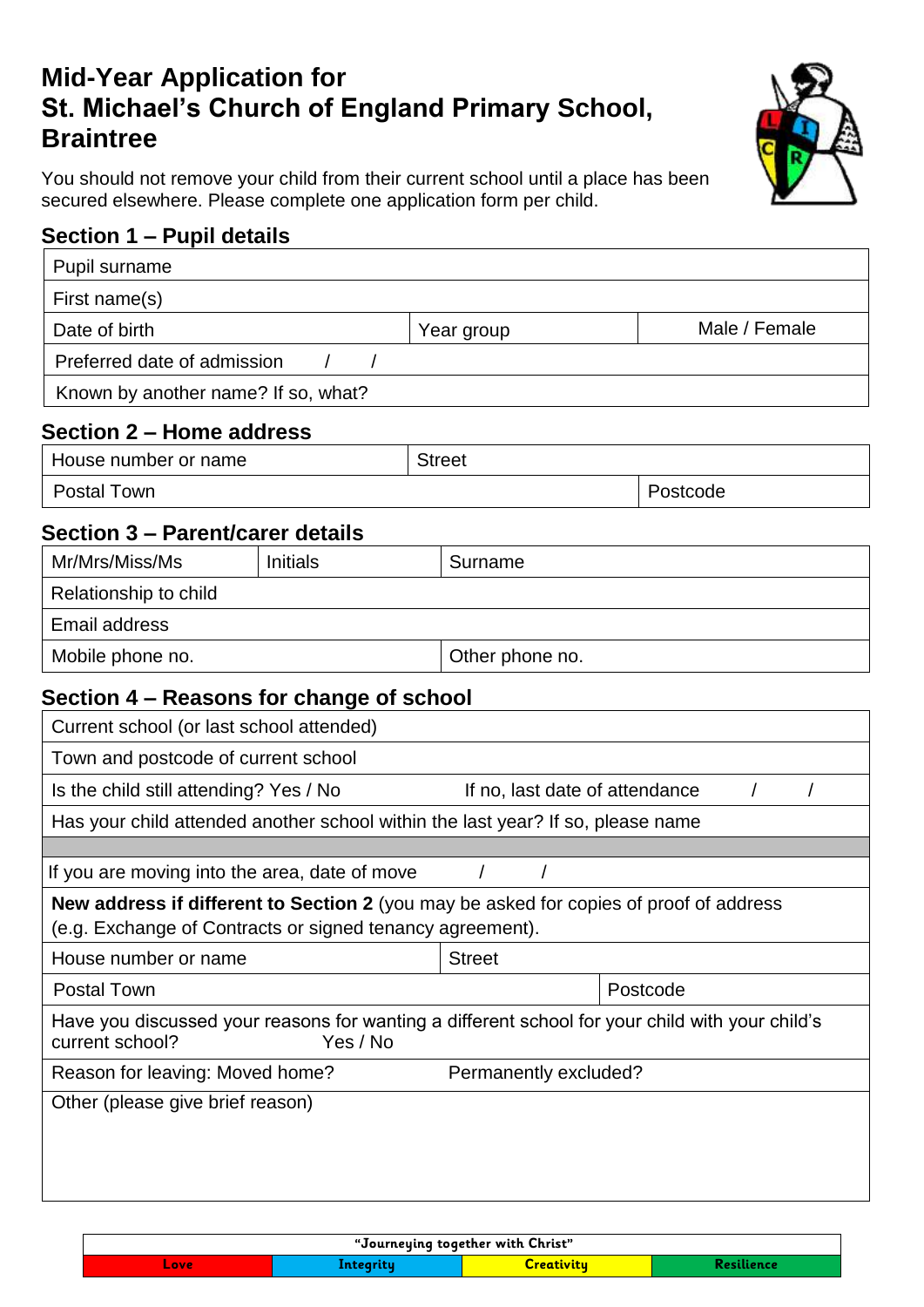# Mid-Year Application for St. Michael's Church of England Primary School, Braintree

You should not remove your child from their current school until a place has been secured elsewhere. Please complete one application form per child.

## Section 1 – Pupil details

| Pupil surname | | |
|---|---|---|
| First name(s) | | |
| Date of birth | Year group | Male / Female |
| Preferred date of admission / / | | |
| Known by another name? If so, what? | | |

## Section 2 – Home address

| House number or name | Street | |
|---|---|---|
| Postal Town | | Postcode |

## Section 3 – Parent/carer details

| Mr/Mrs/Miss/Ms | Initials | Surname |
|---|---|---|
| Relationship to child | | |
| Email address | | |
| Mobile phone no. | | Other phone no. |

## Section 4 – Reasons for change of school

| Current school (or last school attended) | | |
|---|---|---|
| Town and postcode of current school | | |
| Is the child still attending? Yes / No | If no, last date of attendance / / | |
| Has your child attended another school within the last year? If so, please name | | |
| | | |
| If you are moving into the area, date of move / / | | |
| **New address if different to Section 2** (you may be asked for copies of proof of address (e.g. Exchange of Contracts or signed tenancy agreement). | | |
| House number or name | Street | |
| Postal Town | | Postcode |
| Have you discussed your reasons for wanting a different school for your child with your child's current school? Yes / No | | |
| Reason for leaving: Moved home? | Permanently excluded? | |
| Other (please give brief reason) | | |

"Journeying together with Christ"

| Love | Integrity | Creativity | Resilience |
|---|---|---|---|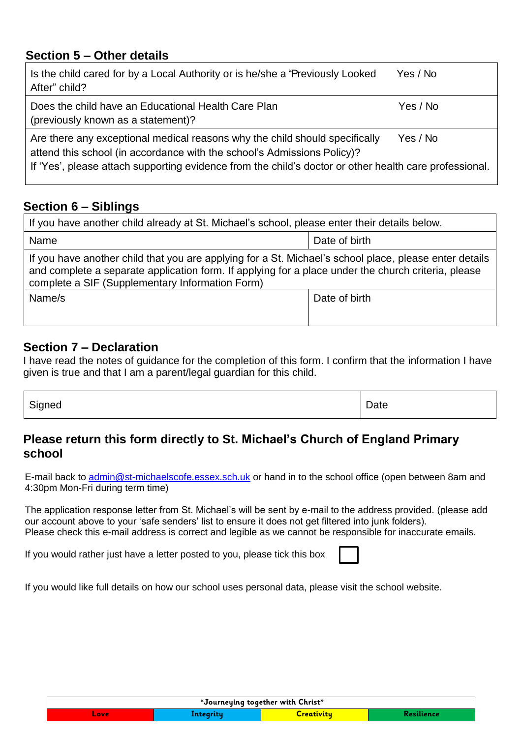## Section 5 – Other details

| | |
|---|---|
| Is the child cared for by a Local Authority or is he/she a "Previously Looked After" child? | Yes / No |
| Does the child have an Educational Health Care Plan (previously known as a statement)? | Yes / No |
| Are there any exceptional medical reasons why the child should specifically attend this school (in accordance with the school's Admissions Policy)? If 'Yes', please attach supporting evidence from the child's doctor or other health care professional. | Yes / No |

## Section 6 – Siblings

| | |
|---|---|
| If you have another child already at St. Michael's school, please enter their details below. | |
| Name | Date of birth |
| If you have another child that you are applying for a St. Michael's school place, please enter details and complete a separate application form. If applying for a place under the church criteria, please complete a SIF (Supplementary Information Form) | |
| Name/s | Date of birth |

## Section 7 – Declaration

I have read the notes of guidance for the completion of this form. I confirm that the information I have given is true and that I am a parent/legal guardian for this child.

| Signed | Date |
|---|---|

### Please return this form directly to St. Michael's Church of England Primary school

E-mail back to admin@st-michaelscofe.essex.sch.uk or hand in to the school office (open between 8am and 4:30pm Mon-Fri during term time)

The application response letter from St. Michael's will be sent by e-mail to the address provided. (please add our account above to your 'safe senders' list to ensure it does not get filtered into junk folders).
Please check this e-mail address is correct and legible as we cannot be responsible for inaccurate emails.

If you would rather just have a letter posted to you, please tick this box ☐

If you would like full details on how our school uses personal data, please visit the school website.

| "Journeying together with Christ" | | | |
|---|---|---|---|
| Love | Integrity | Creativity | Resilience |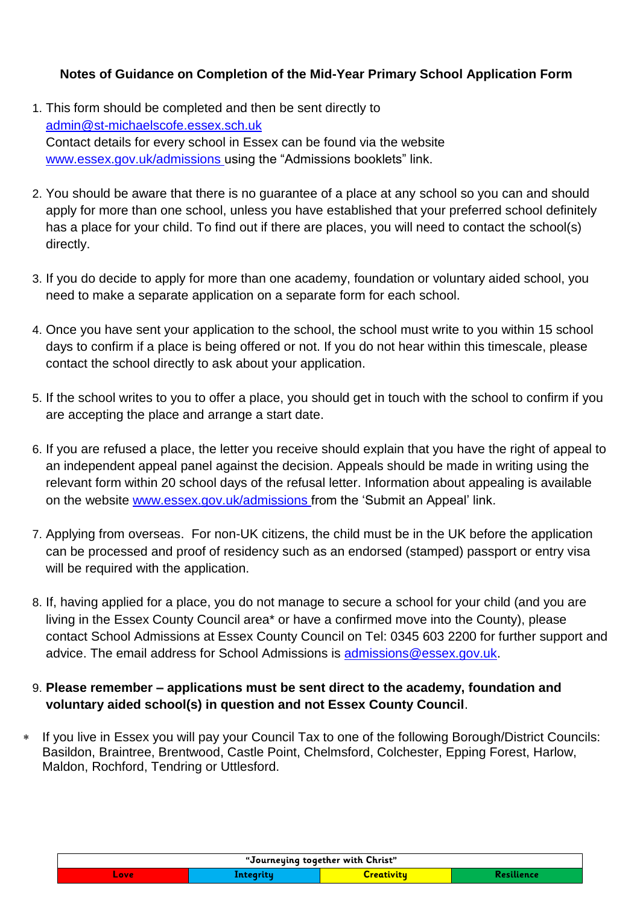**Notes of Guidance on Completion of the Mid-Year Primary School Application Form**

1. This form should be completed and then be sent directly to [admin@st-michaelscofe.essex.sch.uk](mailto:admin@st-michaelscofe.essex.sch.uk)
   Contact details for every school in Essex can be found via the website [www.essex.gov.uk/admissions](http://www.essex.gov.uk/admissions) using the "Admissions booklets" link.

2. You should be aware that there is no guarantee of a place at any school so you can and should apply for more than one school, unless you have established that your preferred school definitely has a place for your child. To find out if there are places, you will need to contact the school(s) directly.

3. If you do decide to apply for more than one academy, foundation or voluntary aided school, you need to make a separate application on a separate form for each school.

4. Once you have sent your application to the school, the school must write to you within 15 school days to confirm if a place is being offered or not. If you do not hear within this timescale, please contact the school directly to ask about your application.

5. If the school writes to you to offer a place, you should get in touch with the school to confirm if you are accepting the place and arrange a start date.

6. If you are refused a place, the letter you receive should explain that you have the right of appeal to an independent appeal panel against the decision. Appeals should be made in writing using the relevant form within 20 school days of the refusal letter. Information about appealing is available on the website [www.essex.gov.uk/admissions](http://www.essex.gov.uk/admissions) from the 'Submit an Appeal' link.

7. Applying from overseas. For non-UK citizens, the child must be in the UK before the application can be processed and proof of residency such as an endorsed (stamped) passport or entry visa will be required with the application.

8. If, having applied for a place, you do not manage to secure a school for your child (and you are living in the Essex County Council area* or have a confirmed move into the County), please contact School Admissions at Essex County Council on Tel: 0345 603 2200 for further support and advice. The email address for School Admissions is [admissions@essex.gov.uk](mailto:admissions@essex.gov.uk).

9. **Please remember – applications must be sent direct to the academy, foundation and voluntary aided school(s) in question and not Essex County Council**.

* If you live in Essex you will pay your Council Tax to one of the following Borough/District Councils: Basildon, Braintree, Brentwood, Castle Point, Chelmsford, Colchester, Epping Forest, Harlow, Maldon, Rochford, Tendring or Uttlesford.